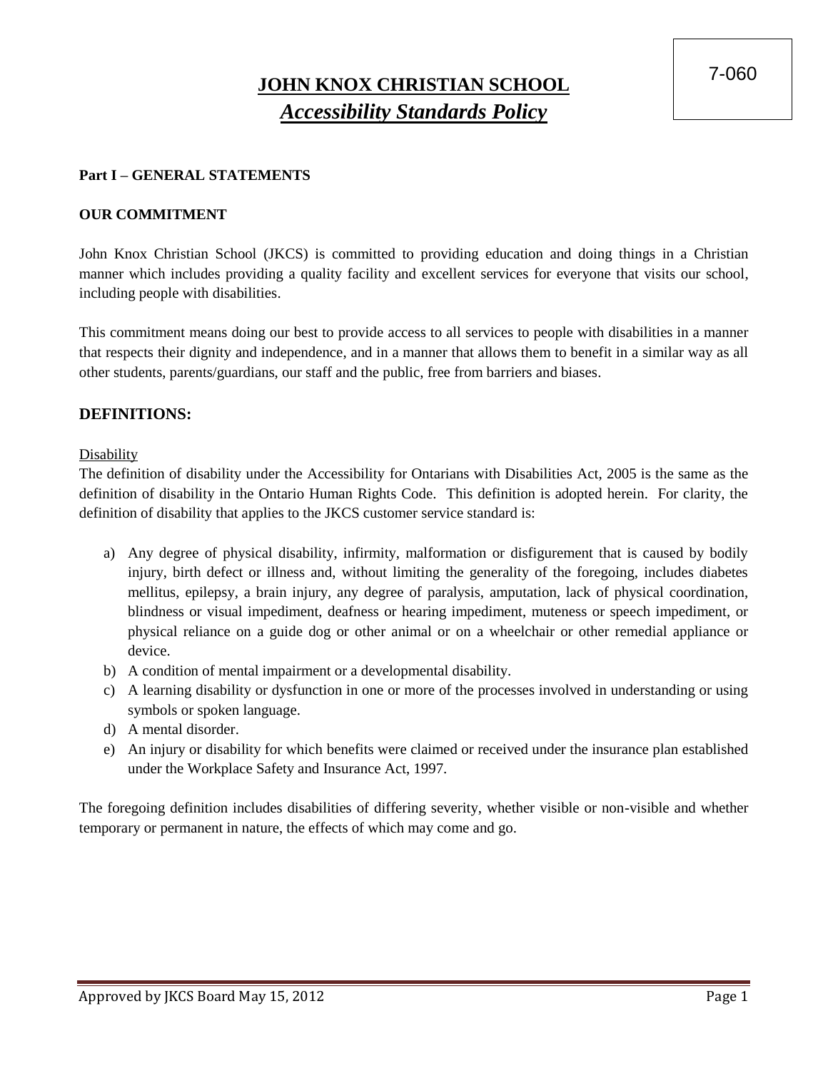7-060

# JOHN KNOX CHRISTIAN SCHOOL

## *Accessibility Standards Policy*

**Part I – GENERAL STATEMENTS**

**OUR COMMITMENT**

John Knox Christian School (JKCS) is committed to providing education and doing things in a Christian manner which includes providing a quality facility and excellent services for everyone that visits our school, including people with disabilities.

This commitment means doing our best to provide access to all services to people with disabilities in a manner that respects their dignity and independence, and in a manner that allows them to benefit in a similar way as all other students, parents/guardians, our staff and the public, free from barriers and biases.

## DEFINITIONS:

Disability

The definition of disability under the Accessibility for Ontarians with Disabilities Act, 2005 is the same as the definition of disability in the Ontario Human Rights Code. This definition is adopted herein. For clarity, the definition of disability that applies to the JKCS customer service standard is:

a) Any degree of physical disability, infirmity, malformation or disfigurement that is caused by bodily injury, birth defect or illness and, without limiting the generality of the foregoing, includes diabetes mellitus, epilepsy, a brain injury, any degree of paralysis, amputation, lack of physical coordination, blindness or visual impediment, deafness or hearing impediment, muteness or speech impediment, or physical reliance on a guide dog or other animal or on a wheelchair or other remedial appliance or device.
b) A condition of mental impairment or a developmental disability.
c) A learning disability or dysfunction in one or more of the processes involved in understanding or using symbols or spoken language.
d) A mental disorder.
e) An injury or disability for which benefits were claimed or received under the insurance plan established under the Workplace Safety and Insurance Act, 1997.

The foregoing definition includes disabilities of differing severity, whether visible or non-visible and whether temporary or permanent in nature, the effects of which may come and go.

Approved by JKCS Board May 15, 2012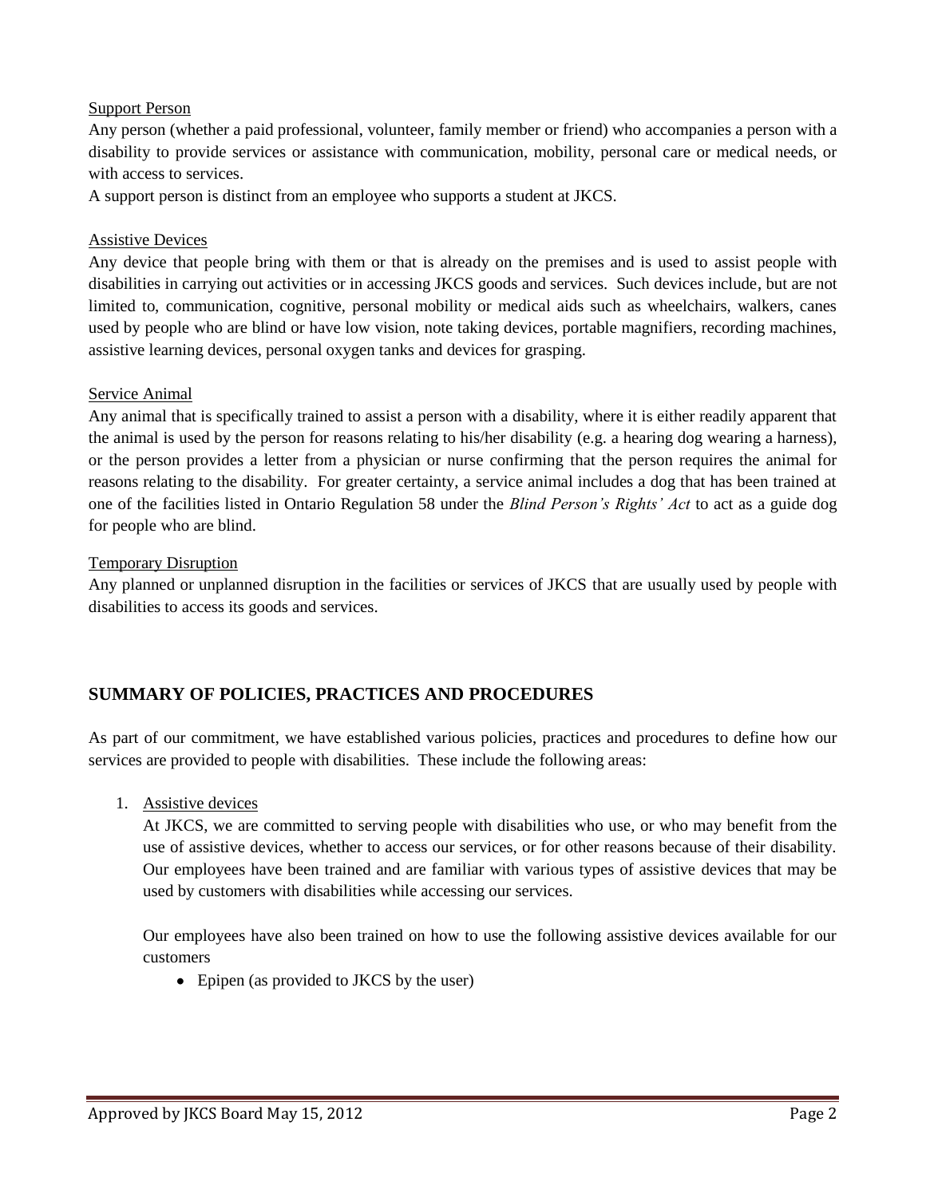Support Person

Any person (whether a paid professional, volunteer, family member or friend) who accompanies a person with a disability to provide services or assistance with communication, mobility, personal care or medical needs, or with access to services.

A support person is distinct from an employee who supports a student at JKCS.

Assistive Devices

Any device that people bring with them or that is already on the premises and is used to assist people with disabilities in carrying out activities or in accessing JKCS goods and services. Such devices include, but are not limited to, communication, cognitive, personal mobility or medical aids such as wheelchairs, walkers, canes used by people who are blind or have low vision, note taking devices, portable magnifiers, recording machines, assistive learning devices, personal oxygen tanks and devices for grasping.

Service Animal

Any animal that is specifically trained to assist a person with a disability, where it is either readily apparent that the animal is used by the person for reasons relating to his/her disability (e.g. a hearing dog wearing a harness), or the person provides a letter from a physician or nurse confirming that the person requires the animal for reasons relating to the disability. For greater certainty, a service animal includes a dog that has been trained at one of the facilities listed in Ontario Regulation 58 under the *Blind Person's Rights' Act* to act as a guide dog for people who are blind.

Temporary Disruption

Any planned or unplanned disruption in the facilities or services of JKCS that are usually used by people with disabilities to access its goods and services.

## SUMMARY OF POLICIES, PRACTICES AND PROCEDURES

As part of our commitment, we have established various policies, practices and procedures to define how our services are provided to people with disabilities. These include the following areas:

1. Assistive devices

   At JKCS, we are committed to serving people with disabilities who use, or who may benefit from the use of assistive devices, whether to access our services, or for other reasons because of their disability. Our employees have been trained and are familiar with various types of assistive devices that may be used by customers with disabilities while accessing our services.

   Our employees have also been trained on how to use the following assistive devices available for our customers

   - Epipen (as provided to JKCS by the user)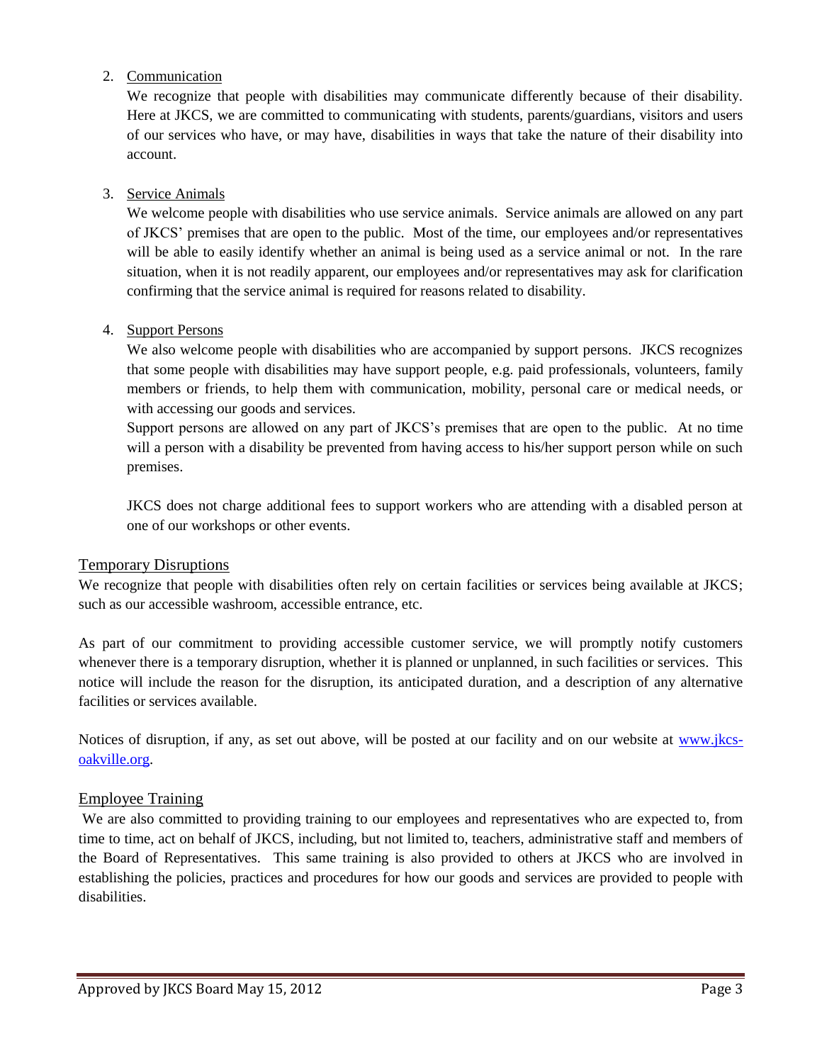2. Communication

   We recognize that people with disabilities may communicate differently because of their disability. Here at JKCS, we are committed to communicating with students, parents/guardians, visitors and users of our services who have, or may have, disabilities in ways that take the nature of their disability into account.

3. Service Animals

   We welcome people with disabilities who use service animals. Service animals are allowed on any part of JKCS' premises that are open to the public. Most of the time, our employees and/or representatives will be able to easily identify whether an animal is being used as a service animal or not. In the rare situation, when it is not readily apparent, our employees and/or representatives may ask for clarification confirming that the service animal is required for reasons related to disability.

4. Support Persons

   We also welcome people with disabilities who are accompanied by support persons. JKCS recognizes that some people with disabilities may have support people, e.g. paid professionals, volunteers, family members or friends, to help them with communication, mobility, personal care or medical needs, or with accessing our goods and services.

   Support persons are allowed on any part of JKCS's premises that are open to the public. At no time will a person with a disability be prevented from having access to his/her support person while on such premises.

   JKCS does not charge additional fees to support workers who are attending with a disabled person at one of our workshops or other events.

## Temporary Disruptions

We recognize that people with disabilities often rely on certain facilities or services being available at JKCS; such as our accessible washroom, accessible entrance, etc.

As part of our commitment to providing accessible customer service, we will promptly notify customers whenever there is a temporary disruption, whether it is planned or unplanned, in such facilities or services. This notice will include the reason for the disruption, its anticipated duration, and a description of any alternative facilities or services available.

Notices of disruption, if any, as set out above, will be posted at our facility and on our website at [www.jkcs-oakville.org](http://www.jkcs-oakville.org).

## Employee Training

We are also committed to providing training to our employees and representatives who are expected to, from time to time, act on behalf of JKCS, including, but not limited to, teachers, administrative staff and members of the Board of Representatives. This same training is also provided to others at JKCS who are involved in establishing the policies, practices and procedures for how our goods and services are provided to people with disabilities.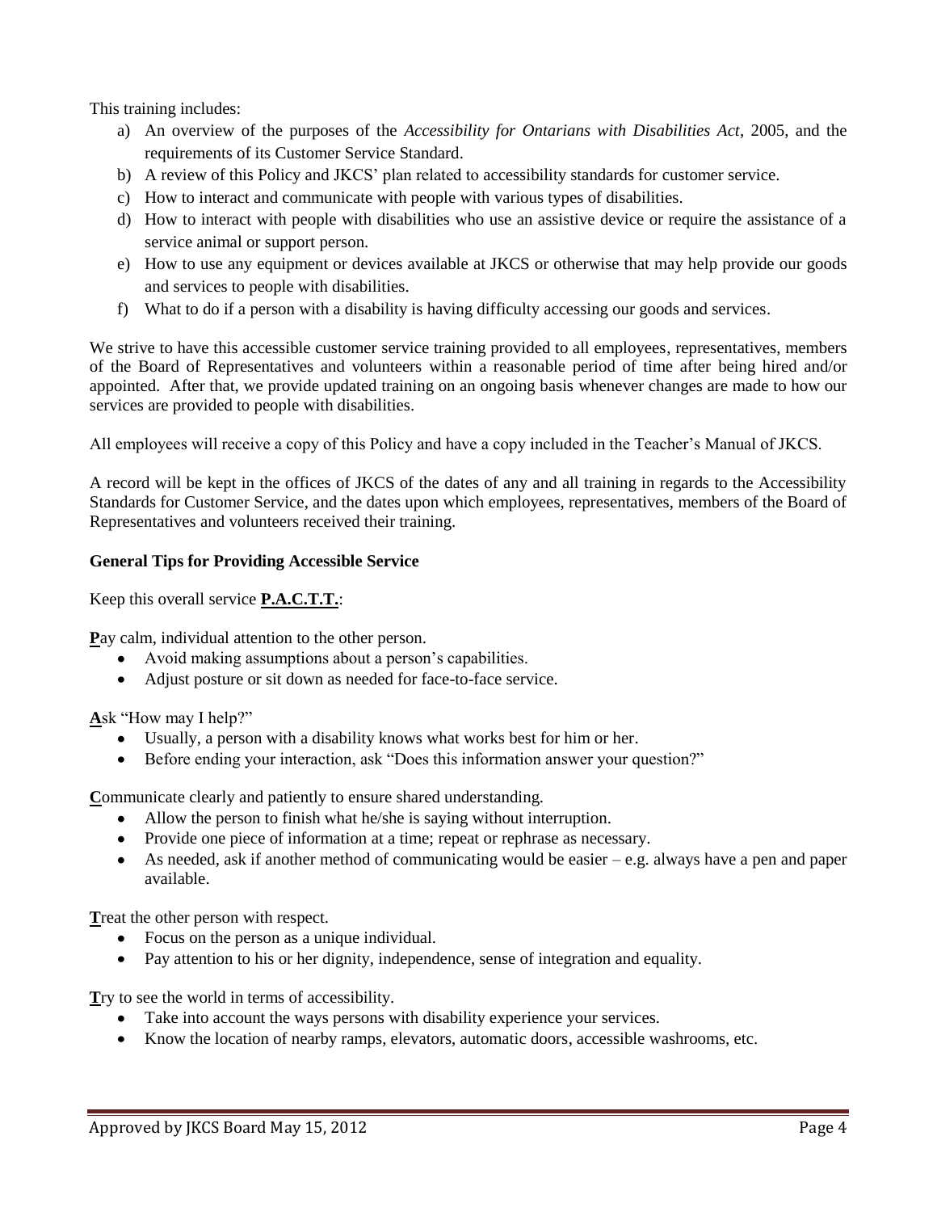This training includes:

a) An overview of the purposes of the *Accessibility for Ontarians with Disabilities Act*, 2005, and the requirements of its Customer Service Standard.
b) A review of this Policy and JKCS' plan related to accessibility standards for customer service.
c) How to interact and communicate with people with various types of disabilities.
d) How to interact with people with disabilities who use an assistive device or require the assistance of a service animal or support person.
e) How to use any equipment or devices available at JKCS or otherwise that may help provide our goods and services to people with disabilities.
f) What to do if a person with a disability is having difficulty accessing our goods and services.

We strive to have this accessible customer service training provided to all employees, representatives, members of the Board of Representatives and volunteers within a reasonable period of time after being hired and/or appointed. After that, we provide updated training on an ongoing basis whenever changes are made to how our services are provided to people with disabilities.

All employees will receive a copy of this Policy and have a copy included in the Teacher's Manual of JKCS.

A record will be kept in the offices of JKCS of the dates of any and all training in regards to the Accessibility Standards for Customer Service, and the dates upon which employees, representatives, members of the Board of Representatives and volunteers received their training.

**General Tips for Providing Accessible Service**

Keep this overall service **P.A.C.T.T.**:

**P**ay calm, individual attention to the other person.

- Avoid making assumptions about a person's capabilities.
- Adjust posture or sit down as needed for face-to-face service.

**A**sk "How may I help?"

- Usually, a person with a disability knows what works best for him or her.
- Before ending your interaction, ask "Does this information answer your question?"

**C**ommunicate clearly and patiently to ensure shared understanding.

- Allow the person to finish what he/she is saying without interruption.
- Provide one piece of information at a time; repeat or rephrase as necessary.
- As needed, ask if another method of communicating would be easier – e.g. always have a pen and paper available.

**T**reat the other person with respect.

- Focus on the person as a unique individual.
- Pay attention to his or her dignity, independence, sense of integration and equality.

**T**ry to see the world in terms of accessibility.

- Take into account the ways persons with disability experience your services.
- Know the location of nearby ramps, elevators, automatic doors, accessible washrooms, etc.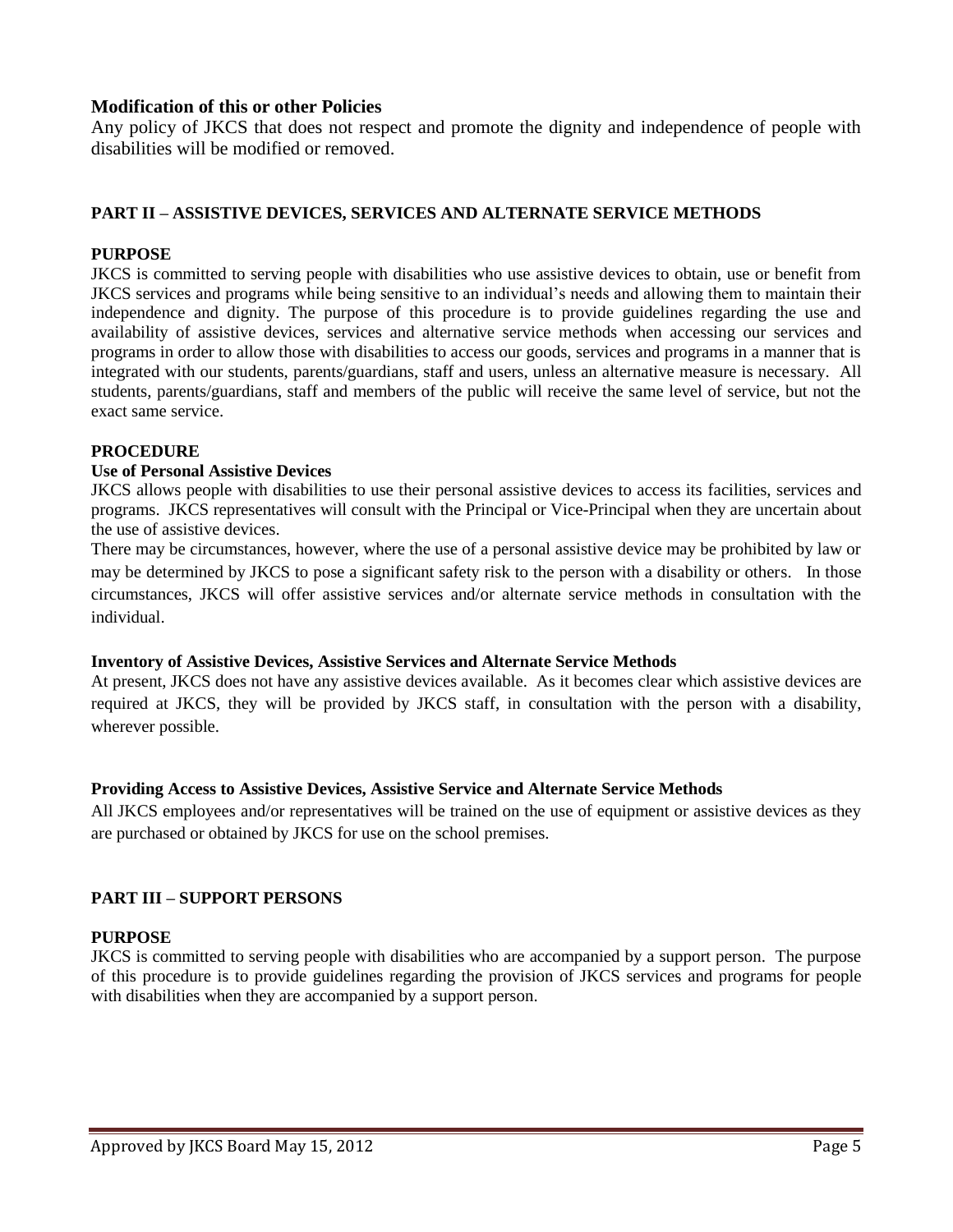### Modification of this or other Policies

Any policy of JKCS that does not respect and promote the dignity and independence of people with disabilities will be modified or removed.

## PART II – ASSISTIVE DEVICES, SERVICES AND ALTERNATE SERVICE METHODS

### PURPOSE

JKCS is committed to serving people with disabilities who use assistive devices to obtain, use or benefit from JKCS services and programs while being sensitive to an individual's needs and allowing them to maintain their independence and dignity. The purpose of this procedure is to provide guidelines regarding the use and availability of assistive devices, services and alternative service methods when accessing our services and programs in order to allow those with disabilities to access our goods, services and programs in a manner that is integrated with our students, parents/guardians, staff and users, unless an alternative measure is necessary. All students, parents/guardians, staff and members of the public will receive the same level of service, but not the exact same service.

### PROCEDURE

**Use of Personal Assistive Devices**

JKCS allows people with disabilities to use their personal assistive devices to access its facilities, services and programs. JKCS representatives will consult with the Principal or Vice-Principal when they are uncertain about the use of assistive devices.

There may be circumstances, however, where the use of a personal assistive device may be prohibited by law or may be determined by JKCS to pose a significant safety risk to the person with a disability or others. In those circumstances, JKCS will offer assistive services and/or alternate service methods in consultation with the individual.

**Inventory of Assistive Devices, Assistive Services and Alternate Service Methods**

At present, JKCS does not have any assistive devices available. As it becomes clear which assistive devices are required at JKCS, they will be provided by JKCS staff, in consultation with the person with a disability, wherever possible.

**Providing Access to Assistive Devices, Assistive Service and Alternate Service Methods**

All JKCS employees and/or representatives will be trained on the use of equipment or assistive devices as they are purchased or obtained by JKCS for use on the school premises.

## PART III – SUPPORT PERSONS

### PURPOSE

JKCS is committed to serving people with disabilities who are accompanied by a support person. The purpose of this procedure is to provide guidelines regarding the provision of JKCS services and programs for people with disabilities when they are accompanied by a support person.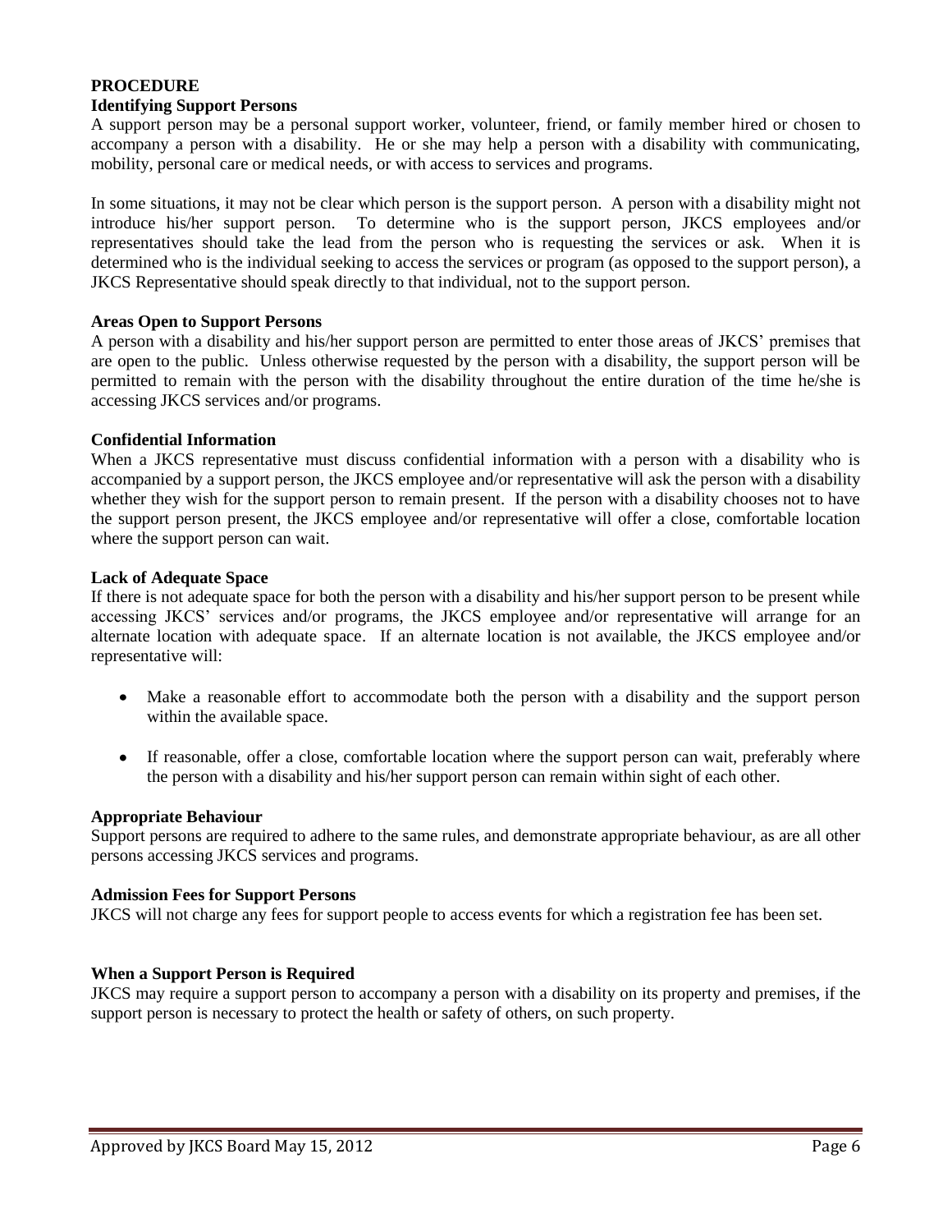**PROCEDURE**

**Identifying Support Persons**

A support person may be a personal support worker, volunteer, friend, or family member hired or chosen to accompany a person with a disability. He or she may help a person with a disability with communicating, mobility, personal care or medical needs, or with access to services and programs.

In some situations, it may not be clear which person is the support person. A person with a disability might not introduce his/her support person. To determine who is the support person, JKCS employees and/or representatives should take the lead from the person who is requesting the services or ask. When it is determined who is the individual seeking to access the services or program (as opposed to the support person), a JKCS Representative should speak directly to that individual, not to the support person.

**Areas Open to Support Persons**

A person with a disability and his/her support person are permitted to enter those areas of JKCS' premises that are open to the public. Unless otherwise requested by the person with a disability, the support person will be permitted to remain with the person with the disability throughout the entire duration of the time he/she is accessing JKCS services and/or programs.

**Confidential Information**

When a JKCS representative must discuss confidential information with a person with a disability who is accompanied by a support person, the JKCS employee and/or representative will ask the person with a disability whether they wish for the support person to remain present. If the person with a disability chooses not to have the support person present, the JKCS employee and/or representative will offer a close, comfortable location where the support person can wait.

**Lack of Adequate Space**

If there is not adequate space for both the person with a disability and his/her support person to be present while accessing JKCS' services and/or programs, the JKCS employee and/or representative will arrange for an alternate location with adequate space. If an alternate location is not available, the JKCS employee and/or representative will:

- Make a reasonable effort to accommodate both the person with a disability and the support person within the available space.
- If reasonable, offer a close, comfortable location where the support person can wait, preferably where the person with a disability and his/her support person can remain within sight of each other.

**Appropriate Behaviour**

Support persons are required to adhere to the same rules, and demonstrate appropriate behaviour, as are all other persons accessing JKCS services and programs.

**Admission Fees for Support Persons**

JKCS will not charge any fees for support people to access events for which a registration fee has been set.

**When a Support Person is Required**

JKCS may require a support person to accompany a person with a disability on its property and premises, if the support person is necessary to protect the health or safety of others, on such property.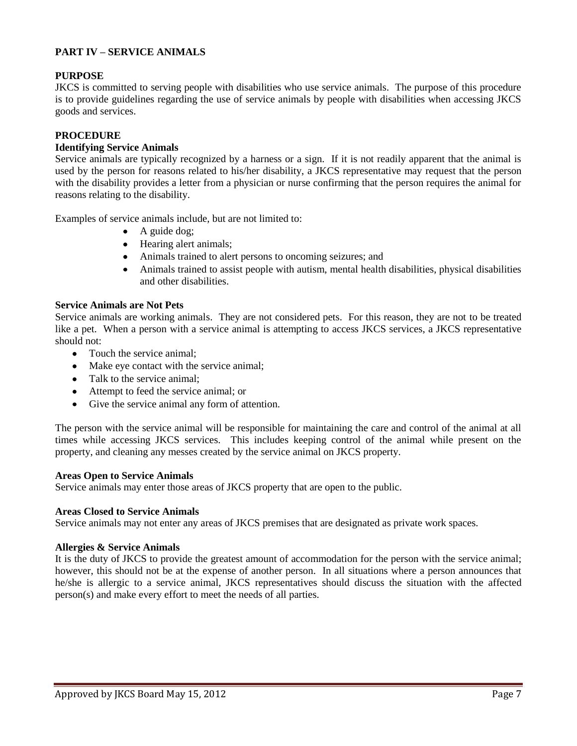## PART IV – SERVICE ANIMALS

### PURPOSE

JKCS is committed to serving people with disabilities who use service animals. The purpose of this procedure is to provide guidelines regarding the use of service animals by people with disabilities when accessing JKCS goods and services.

### PROCEDURE

#### Identifying Service Animals

Service animals are typically recognized by a harness or a sign. If it is not readily apparent that the animal is used by the person for reasons related to his/her disability, a JKCS representative may request that the person with the disability provides a letter from a physician or nurse confirming that the person requires the animal for reasons relating to the disability.

Examples of service animals include, but are not limited to:

- A guide dog;
- Hearing alert animals;
- Animals trained to alert persons to oncoming seizures; and
- Animals trained to assist people with autism, mental health disabilities, physical disabilities and other disabilities.

#### Service Animals are Not Pets

Service animals are working animals. They are not considered pets. For this reason, they are not to be treated like a pet. When a person with a service animal is attempting to access JKCS services, a JKCS representative should not:

- Touch the service animal;
- Make eye contact with the service animal;
- Talk to the service animal;
- Attempt to feed the service animal; or
- Give the service animal any form of attention.

The person with the service animal will be responsible for maintaining the care and control of the animal at all times while accessing JKCS services. This includes keeping control of the animal while present on the property, and cleaning any messes created by the service animal on JKCS property.

#### Areas Open to Service Animals

Service animals may enter those areas of JKCS property that are open to the public.

#### Areas Closed to Service Animals

Service animals may not enter any areas of JKCS premises that are designated as private work spaces.

#### Allergies & Service Animals

It is the duty of JKCS to provide the greatest amount of accommodation for the person with the service animal; however, this should not be at the expense of another person. In all situations where a person announces that he/she is allergic to a service animal, JKCS representatives should discuss the situation with the affected person(s) and make every effort to meet the needs of all parties.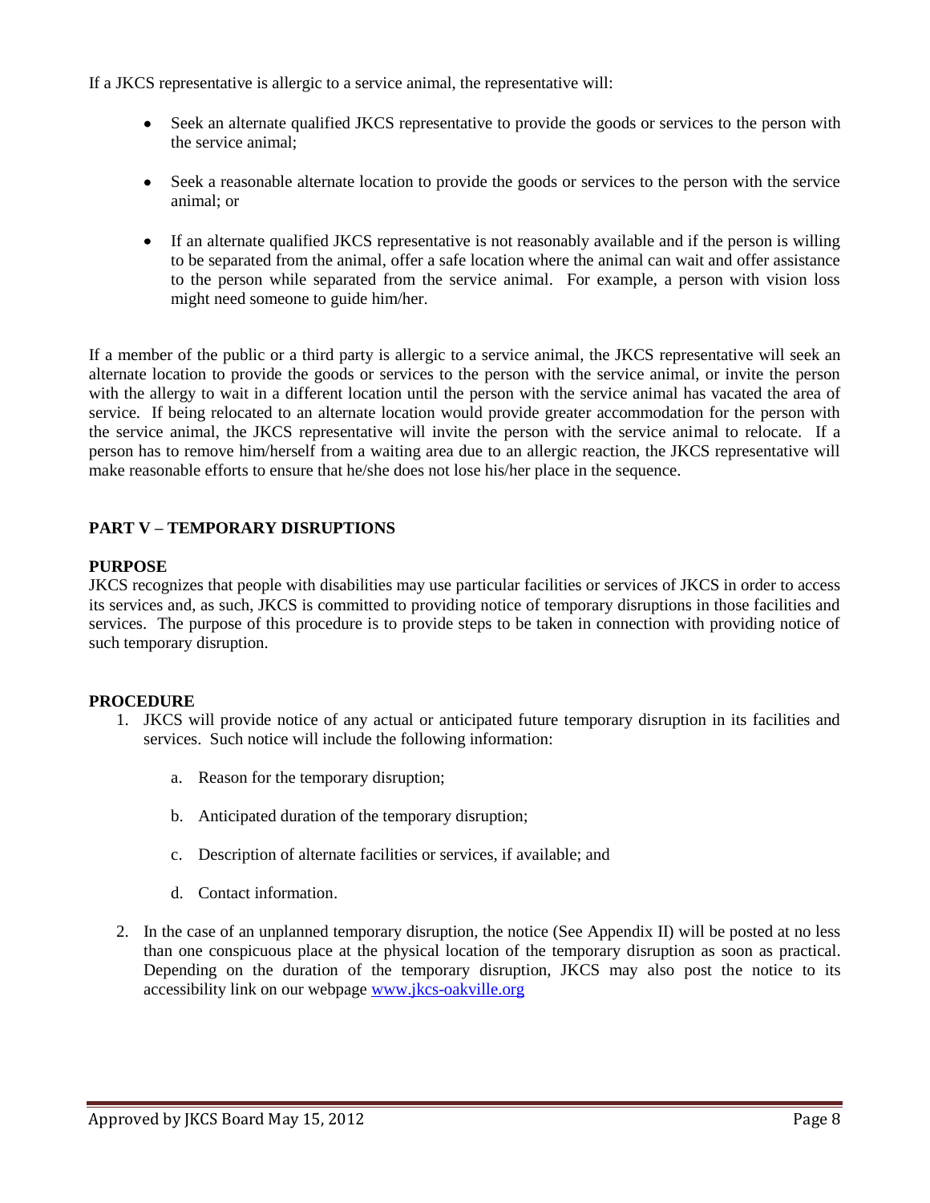If a JKCS representative is allergic to a service animal, the representative will:

- Seek an alternate qualified JKCS representative to provide the goods or services to the person with the service animal;
- Seek a reasonable alternate location to provide the goods or services to the person with the service animal; or
- If an alternate qualified JKCS representative is not reasonably available and if the person is willing to be separated from the animal, offer a safe location where the animal can wait and offer assistance to the person while separated from the service animal. For example, a person with vision loss might need someone to guide him/her.

If a member of the public or a third party is allergic to a service animal, the JKCS representative will seek an alternate location to provide the goods or services to the person with the service animal, or invite the person with the allergy to wait in a different location until the person with the service animal has vacated the area of service. If being relocated to an alternate location would provide greater accommodation for the person with the service animal, the JKCS representative will invite the person with the service animal to relocate. If a person has to remove him/herself from a waiting area due to an allergic reaction, the JKCS representative will make reasonable efforts to ensure that he/she does not lose his/her place in the sequence.

## PART V – TEMPORARY DISRUPTIONS

**PURPOSE**

JKCS recognizes that people with disabilities may use particular facilities or services of JKCS in order to access its services and, as such, JKCS is committed to providing notice of temporary disruptions in those facilities and services. The purpose of this procedure is to provide steps to be taken in connection with providing notice of such temporary disruption.

**PROCEDURE**

1. JKCS will provide notice of any actual or anticipated future temporary disruption in its facilities and services. Such notice will include the following information:
   a. Reason for the temporary disruption;
   b. Anticipated duration of the temporary disruption;
   c. Description of alternate facilities or services, if available; and
   d. Contact information.
2. In the case of an unplanned temporary disruption, the notice (See Appendix II) will be posted at no less than one conspicuous place at the physical location of the temporary disruption as soon as practical. Depending on the duration of the temporary disruption, JKCS may also post the notice to its accessibility link on our webpage www.jkcs-oakville.org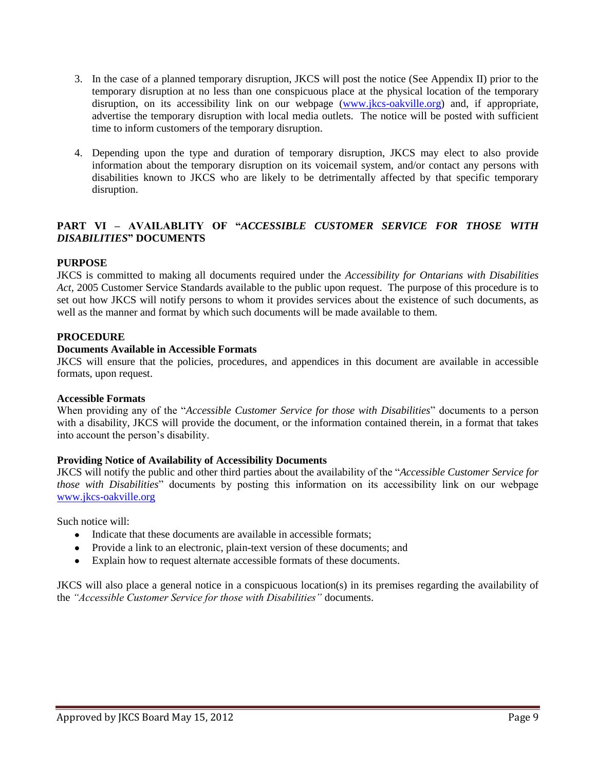3. In the case of a planned temporary disruption, JKCS will post the notice (See Appendix II) prior to the temporary disruption at no less than one conspicuous place at the physical location of the temporary disruption, on its accessibility link on our webpage (www.jkcs-oakville.org) and, if appropriate, advertise the temporary disruption with local media outlets. The notice will be posted with sufficient time to inform customers of the temporary disruption.

4. Depending upon the type and duration of temporary disruption, JKCS may elect to also provide information about the temporary disruption on its voicemail system, and/or contact any persons with disabilities known to JKCS who are likely to be detrimentally affected by that specific temporary disruption.

## PART VI – AVAILABLITY OF "*ACCESSIBLE CUSTOMER SERVICE FOR THOSE WITH DISABILITIES*" DOCUMENTS

### PURPOSE

JKCS is committed to making all documents required under the *Accessibility for Ontarians with Disabilities Act*, 2005 Customer Service Standards available to the public upon request. The purpose of this procedure is to set out how JKCS will notify persons to whom it provides services about the existence of such documents, as well as the manner and format by which such documents will be made available to them.

### PROCEDURE

#### Documents Available in Accessible Formats

JKCS will ensure that the policies, procedures, and appendices in this document are available in accessible formats, upon request.

#### Accessible Formats

When providing any of the "*Accessible Customer Service for those with Disabilities*" documents to a person with a disability, JKCS will provide the document, or the information contained therein, in a format that takes into account the person's disability.

#### Providing Notice of Availability of Accessibility Documents

JKCS will notify the public and other third parties about the availability of the "*Accessible Customer Service for those with Disabilities*" documents by posting this information on its accessibility link on our webpage www.jkcs-oakville.org

Such notice will:

- Indicate that these documents are available in accessible formats;
- Provide a link to an electronic, plain-text version of these documents; and
- Explain how to request alternate accessible formats of these documents.

JKCS will also place a general notice in a conspicuous location(s) in its premises regarding the availability of the *"Accessible Customer Service for those with Disabilities"* documents.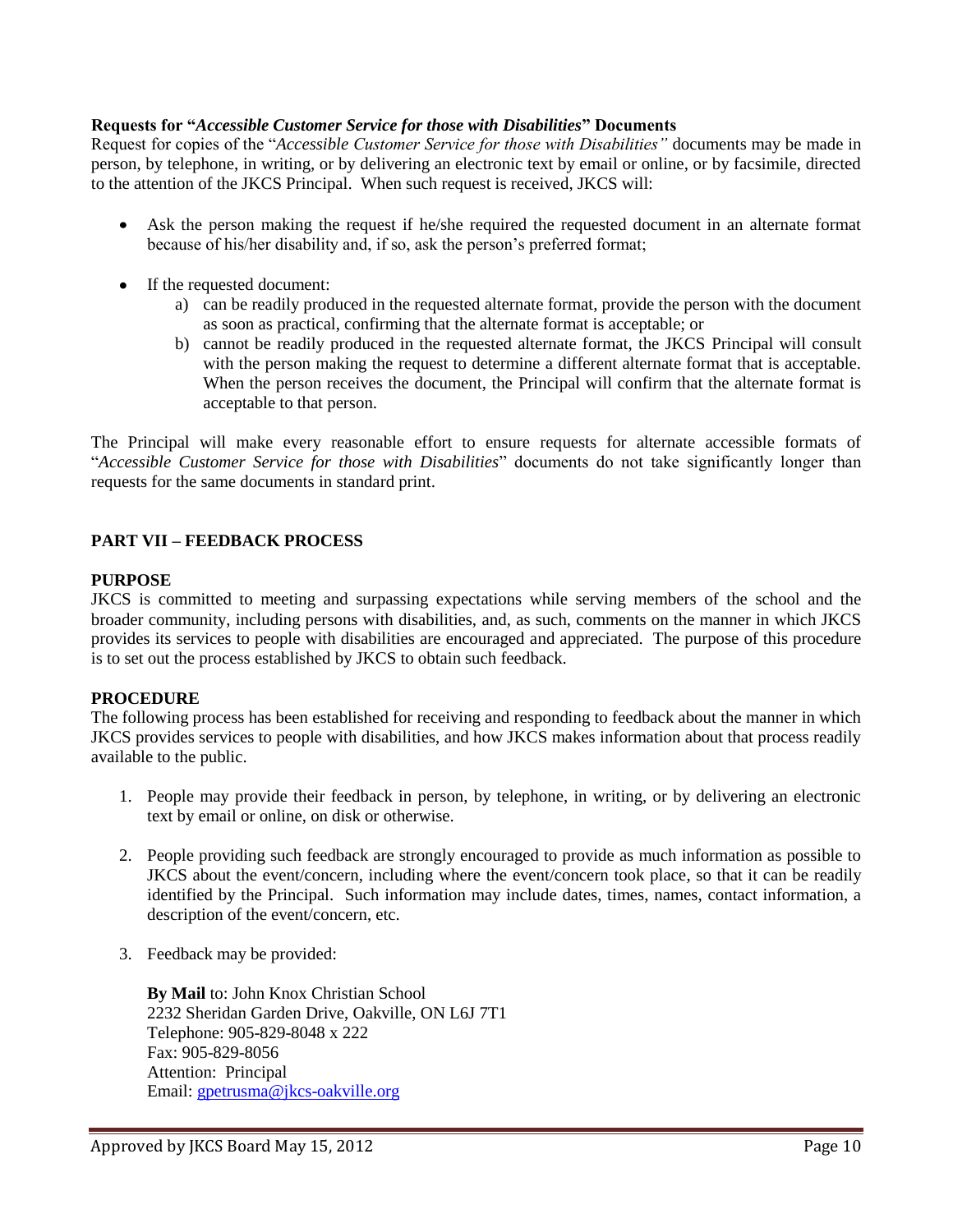**Requests for "*Accessible Customer Service for those with Disabilities*" Documents**

Request for copies of the "*Accessible Customer Service for those with Disabilities"* documents may be made in person, by telephone, in writing, or by delivering an electronic text by email or online, or by facsimile, directed to the attention of the JKCS Principal. When such request is received, JKCS will:

- Ask the person making the request if he/she required the requested document in an alternate format because of his/her disability and, if so, ask the person's preferred format;

- If the requested document:
    a) can be readily produced in the requested alternate format, provide the person with the document as soon as practical, confirming that the alternate format is acceptable; or
    b) cannot be readily produced in the requested alternate format, the JKCS Principal will consult with the person making the request to determine a different alternate format that is acceptable. When the person receives the document, the Principal will confirm that the alternate format is acceptable to that person.

The Principal will make every reasonable effort to ensure requests for alternate accessible formats of "*Accessible Customer Service for those with Disabilities*" documents do not take significantly longer than requests for the same documents in standard print.

## PART VII – FEEDBACK PROCESS

### PURPOSE

JKCS is committed to meeting and surpassing expectations while serving members of the school and the broader community, including persons with disabilities, and, as such, comments on the manner in which JKCS provides its services to people with disabilities are encouraged and appreciated. The purpose of this procedure is to set out the process established by JKCS to obtain such feedback.

### PROCEDURE

The following process has been established for receiving and responding to feedback about the manner in which JKCS provides services to people with disabilities, and how JKCS makes information about that process readily available to the public.

1. People may provide their feedback in person, by telephone, in writing, or by delivering an electronic text by email or online, on disk or otherwise.

2. People providing such feedback are strongly encouraged to provide as much information as possible to JKCS about the event/concern, including where the event/concern took place, so that it can be readily identified by the Principal. Such information may include dates, times, names, contact information, a description of the event/concern, etc.

3. Feedback may be provided:

   **By Mail** to: John Knox Christian School
   2232 Sheridan Garden Drive, Oakville, ON L6J 7T1
   Telephone: 905-829-8048 x 222
   Fax: 905-829-8056
   Attention: Principal
   Email: gpetrusma@jkcs-oakville.org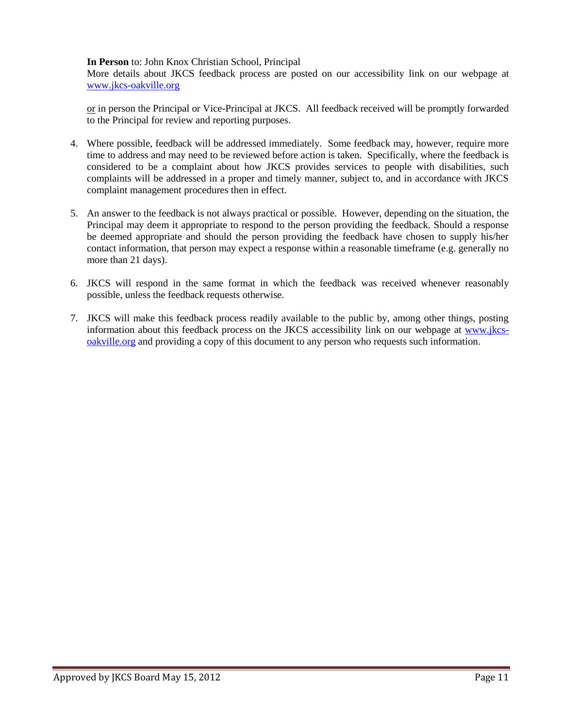**In Person** to: John Knox Christian School, Principal
More details about JKCS feedback process are posted on our accessibility link on our webpage at [www.jkcs-oakville.org](http://www.jkcs-oakville.org)

or in person the Principal or Vice-Principal at JKCS. All feedback received will be promptly forwarded to the Principal for review and reporting purposes.

4. Where possible, feedback will be addressed immediately. Some feedback may, however, require more time to address and may need to be reviewed before action is taken. Specifically, where the feedback is considered to be a complaint about how JKCS provides services to people with disabilities, such complaints will be addressed in a proper and timely manner, subject to, and in accordance with JKCS complaint management procedures then in effect.

5. An answer to the feedback is not always practical or possible. However, depending on the situation, the Principal may deem it appropriate to respond to the person providing the feedback. Should a response be deemed appropriate and should the person providing the feedback have chosen to supply his/her contact information, that person may expect a response within a reasonable timeframe (e.g. generally no more than 21 days).

6. JKCS will respond in the same format in which the feedback was received whenever reasonably possible, unless the feedback requests otherwise.

7. JKCS will make this feedback process readily available to the public by, among other things, posting information about this feedback process on the JKCS accessibility link on our webpage at [www.jkcs-oakville.org](http://www.jkcs-oakville.org) and providing a copy of this document to any person who requests such information.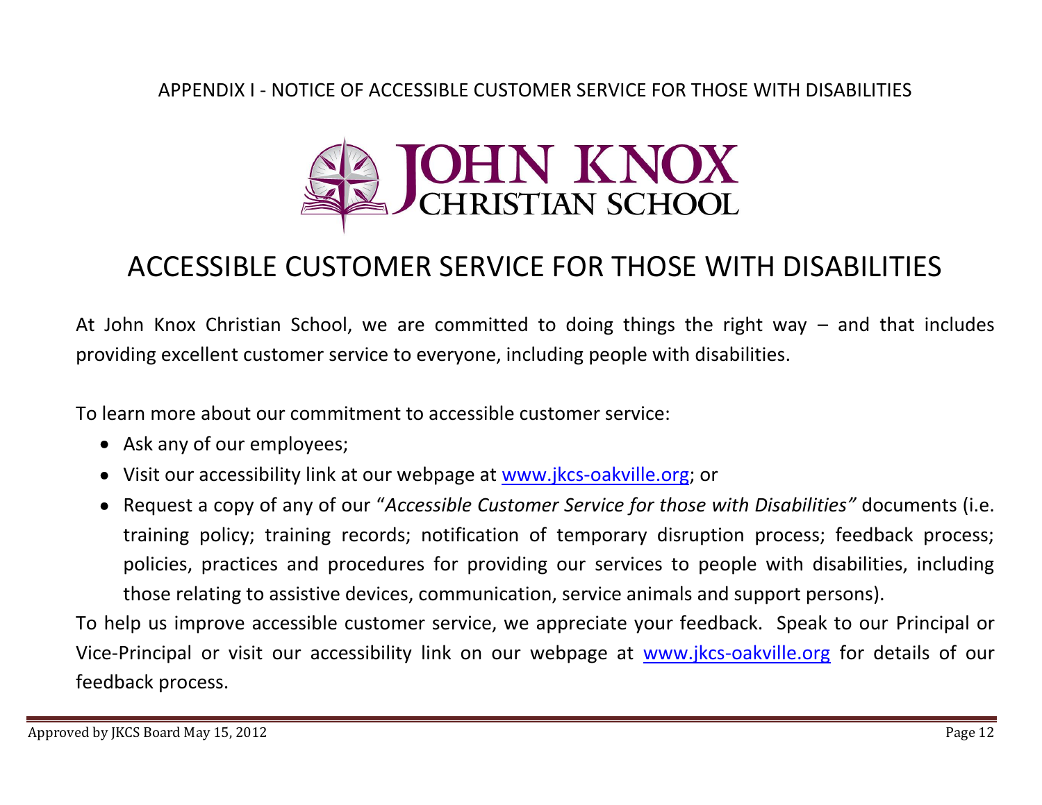APPENDIX I - NOTICE OF ACCESSIBLE CUSTOMER SERVICE FOR THOSE WITH DISABILITIES

JOHN KNOX CHRISTIAN SCHOOL

# ACCESSIBLE CUSTOMER SERVICE FOR THOSE WITH DISABILITIES

At John Knox Christian School, we are committed to doing things the right way – and that includes providing excellent customer service to everyone, including people with disabilities.

To learn more about our commitment to accessible customer service:

- Ask any of our employees;
- Visit our accessibility link at our webpage at www.jkcs-oakville.org; or
- Request a copy of any of our "*Accessible Customer Service for those with Disabilities"* documents (i.e. training policy; training records; notification of temporary disruption process; feedback process; policies, practices and procedures for providing our services to people with disabilities, including those relating to assistive devices, communication, service animals and support persons).

To help us improve accessible customer service, we appreciate your feedback. Speak to our Principal or Vice-Principal or visit our accessibility link on our webpage at www.jkcs-oakville.org for details of our feedback process.

Approved by JKCS Board May 15, 2012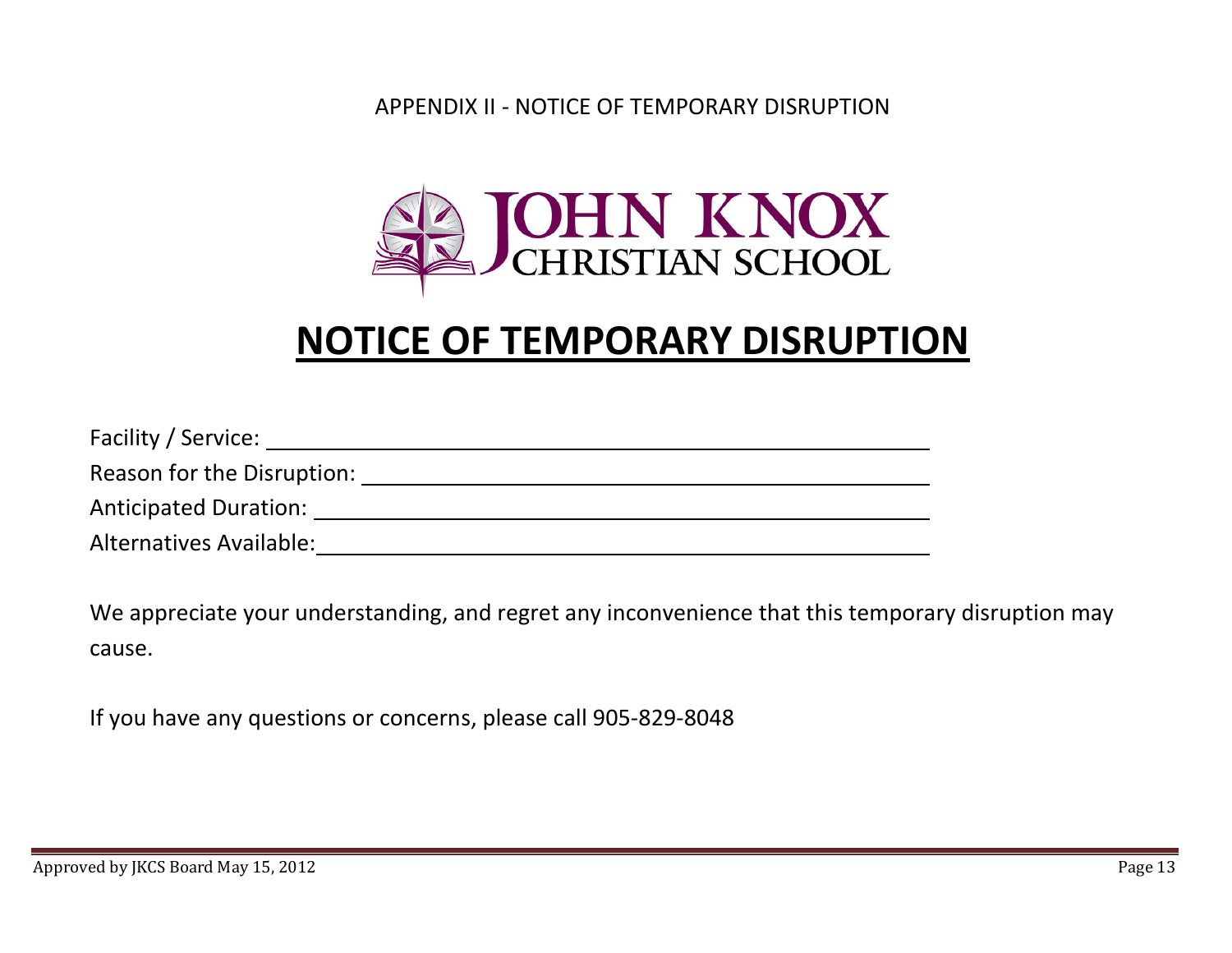APPENDIX II - NOTICE OF TEMPORARY DISRUPTION

JOHN KNOX CHRISTIAN SCHOOL

# NOTICE OF TEMPORARY DISRUPTION

Facility / Service: ______________________________

Reason for the Disruption: ______________________________

Anticipated Duration: ______________________________

Alternatives Available: ______________________________

We appreciate your understanding, and regret any inconvenience that this temporary disruption may cause.

If you have any questions or concerns, please call 905-829-8048

Approved by JKCS Board May 15, 2012